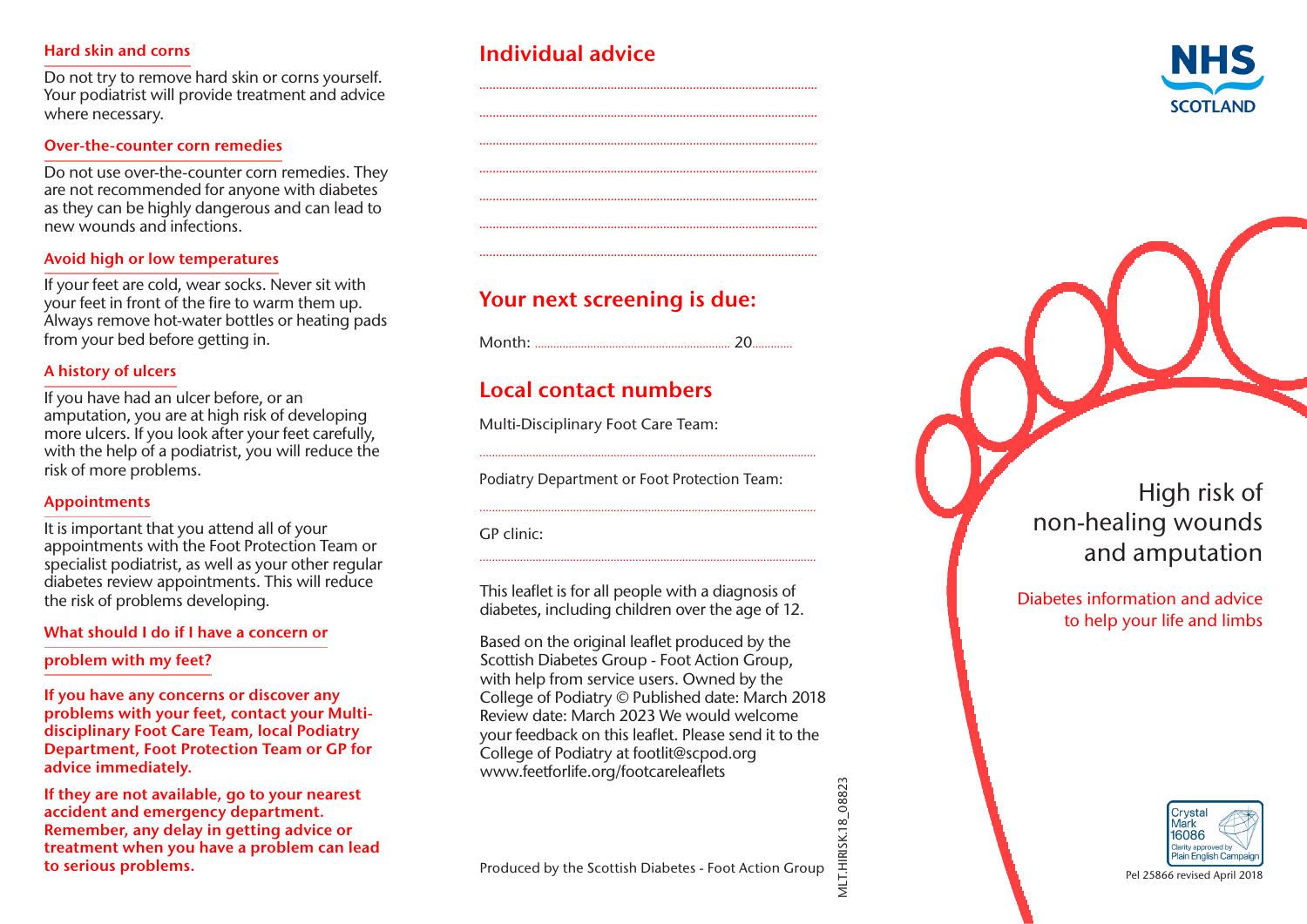## Hard skin and corns

Do not try to remove hard skin or corns yourself. Your podiatrist will provide treatment and advice where necessary.

## Over-the-counter corn remedies

Do not use over-the-counter corn remedies. They are not recommended for anyone with diabetes as they can be highly dangerous and can lead to new wounds and infections.

## Avoid high or low temperatures

If your feet are cold, wear socks. Never sit with your feet in front of the fire to warm them up. Always remove hot-water bottles or heating pads from your bed before getting in.

## A history of ulcers

If you have had an ulcer before, or an amputation, you are at high risk of developing more ulcers. If you look after your feet carefully, with the help of a podiatrist, you will reduce the risk of more problems.

## Appointments

It is important that you attend all of your appointments with the Foot Protection Team or specialist podiatrist, as well as your other regular diabetes review appointments. This will reduce the risk of problems developing.

## What should I do if I have a concern or problem with my feet?

**If you have any concerns or discover any problems with your feet, contact your Multi-disciplinary Foot Care Team, local Podiatry Department, Foot Protection Team or GP for advice immediately.**

**If they are not available, go to your nearest accident and emergency department. Remember, any delay in getting advice or treatment when you have a problem can lead to serious problems.**

## Individual advice

..........................................................................................................

..........................................................................................................

..........................................................................................................

..........................................................................................................

..........................................................................................................

..........................................................................................................

..........................................................................................................

## Your next screening is due:

Month: ................................................................ 20.............

## Local contact numbers

Multi-Disciplinary Foot Care Team:

..........................................................................................................

Podiatry Department or Foot Protection Team:

..........................................................................................................

GP clinic:

..........................................................................................................

This leaflet is for all people with a diagnosis of diabetes, including children over the age of 12.

Based on the original leaflet produced by the Scottish Diabetes Group - Foot Action Group, with help from service users. Owned by the College of Podiatry © Published date: March 2018 Review date: March 2023 We would welcome your feedback on this leaflet. Please send it to the College of Podiatry at footlit@scpod.org www.feetforlife.org/footcareleaflets

Produced by the Scottish Diabetes - Foot Action Group

MLT.HIRISK.18_08823

NHS SCOTLAND

# High risk of non-healing wounds and amputation

Diabetes information and advice to help your life and limbs

Crystal Mark 16086 Clarity approved by Plain English Campaign

Pel 25866 revised April 2018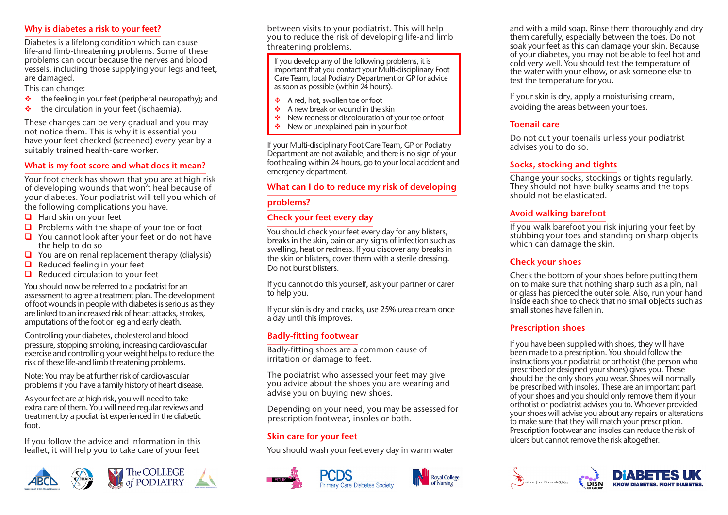## Why is diabetes a risk to your feet?

Diabetes is a lifelong condition which can cause life-and limb-threatening problems. Some of these problems can occur because the nerves and blood vessels, including those supplying your legs and feet, are damaged.

This can change:

- the feeling in your feet (peripheral neuropathy); and
- the circulation in your feet (ischaemia).

These changes can be very gradual and you may not notice them. This is why it is essential you have your feet checked (screened) every year by a suitably trained health-care worker.

## What is my foot score and what does it mean?

Your foot check has shown that you are at high risk of developing wounds that won't heal because of your diabetes. Your podiatrist will tell you which of the following complications you have.

- ☐ Hard skin on your feet
- ☐ Problems with the shape of your toe or foot
- ☐ You cannot look after your feet or do not have the help to do so
- ☐ You are on renal replacement therapy (dialysis)
- ☐ Reduced feeling in your feet
- ☐ Reduced circulation to your feet

You should now be referred to a podiatrist for an assessment to agree a treatment plan. The development of foot wounds in people with diabetes is serious as they are linked to an increased risk of heart attacks, strokes, amputations of the foot or leg and early death.

Controlling your diabetes, cholesterol and blood pressure, stopping smoking, increasing cardiovascular exercise and controlling your weight helps to reduce the risk of these life-and limb threatening problems.

Note: You may be at further risk of cardiovascular problems if you have a family history of heart disease.

As your feet are at high risk, you will need to take extra care of them. You will need regular reviews and treatment by a podiatrist experienced in the diabetic foot.

If you follow the advice and information in this leaflet, it will help you to take care of your feet between visits to your podiatrist. This will help you to reduce the risk of developing life-and limb threatening problems.

> If you develop any of the following problems, it is important that you contact your Multi-disciplinary Foot Care Team, local Podiatry Department or GP for advice as soon as possible (within 24 hours).
>
> - A red, hot, swollen toe or foot
> - A new break or wound in the skin
> - New redness or discolouration of your toe or foot
> - New or unexplained pain in your foot

If your Multi-disciplinary Foot Care Team, GP or Podiatry Department are not available, and there is no sign of your foot healing within 24 hours, go to your local accident and emergency department.

## What can I do to reduce my risk of developing problems?

### Check your feet every day

You should check your feet every day for any blisters, breaks in the skin, pain or any signs of infection such as swelling, heat or redness. If you discover any breaks in the skin or blisters, cover them with a sterile dressing. Do not burst blisters.

If you cannot do this yourself, ask your partner or carer to help you.

If your skin is dry and cracks, use 25% urea cream once a day until this improves.

### Badly-fitting footwear

Badly-fitting shoes are a common cause of irritation or damage to feet.

The podiatrist who assessed your feet may give you advice about the shoes you are wearing and advise you on buying new shoes.

Depending on your need, you may be assessed for prescription footwear, insoles or both.

### Skin care for your feet

You should wash your feet every day in warm water and with a mild soap. Rinse them thoroughly and dry them carefully, especially between the toes. Do not soak your feet as this can damage your skin. Because of your diabetes, you may not be able to feel hot and cold very well. You should test the temperature of the water with your elbow, or ask someone else to test the temperature for you.

If your skin is dry, apply a moisturising cream, avoiding the areas between your toes.

### Toenail care

Do not cut your toenails unless your podiatrist advises you to do so.

### Socks, stocking and tights

Change your socks, stockings or tights regularly. They should not have bulky seams and the tops should not be elasticated.

### Avoid walking barefoot

If you walk barefoot you risk injuring your feet by stubbing your toes and standing on sharp objects which can damage the skin.

### Check your shoes

Check the bottom of your shoes before putting them on to make sure that nothing sharp such as a pin, nail or glass has pierced the outer sole. Also, run your hand inside each shoe to check that no small objects such as small stones have fallen in.

### Prescription shoes

If you have been supplied with shoes, they will have been made to a prescription. You should follow the instructions your podiatrist or orthotist (the person who prescribed or designed your shoes) gives you. These should be the only shoes you wear. Shoes will normally be prescribed with insoles. These are an important part of your shoes and you should only remove them if your orthotist or podiatrist advises you to. Whoever provided your shoes will advise you about any repairs or alterations to make sure that they will match your prescription. Prescription footwear and insoles can reduce the risk of ulcers but cannot remove the risk altogether.

ABC BAPO The COLLEGE of PODIATRY FDUK PCDS Primary Care Diabetes Society Royal College of Nursing Diabetic Foot Network Wales DISN UK GROUP DIABETES UK KNOW DIABETES. FIGHT DIABETES.